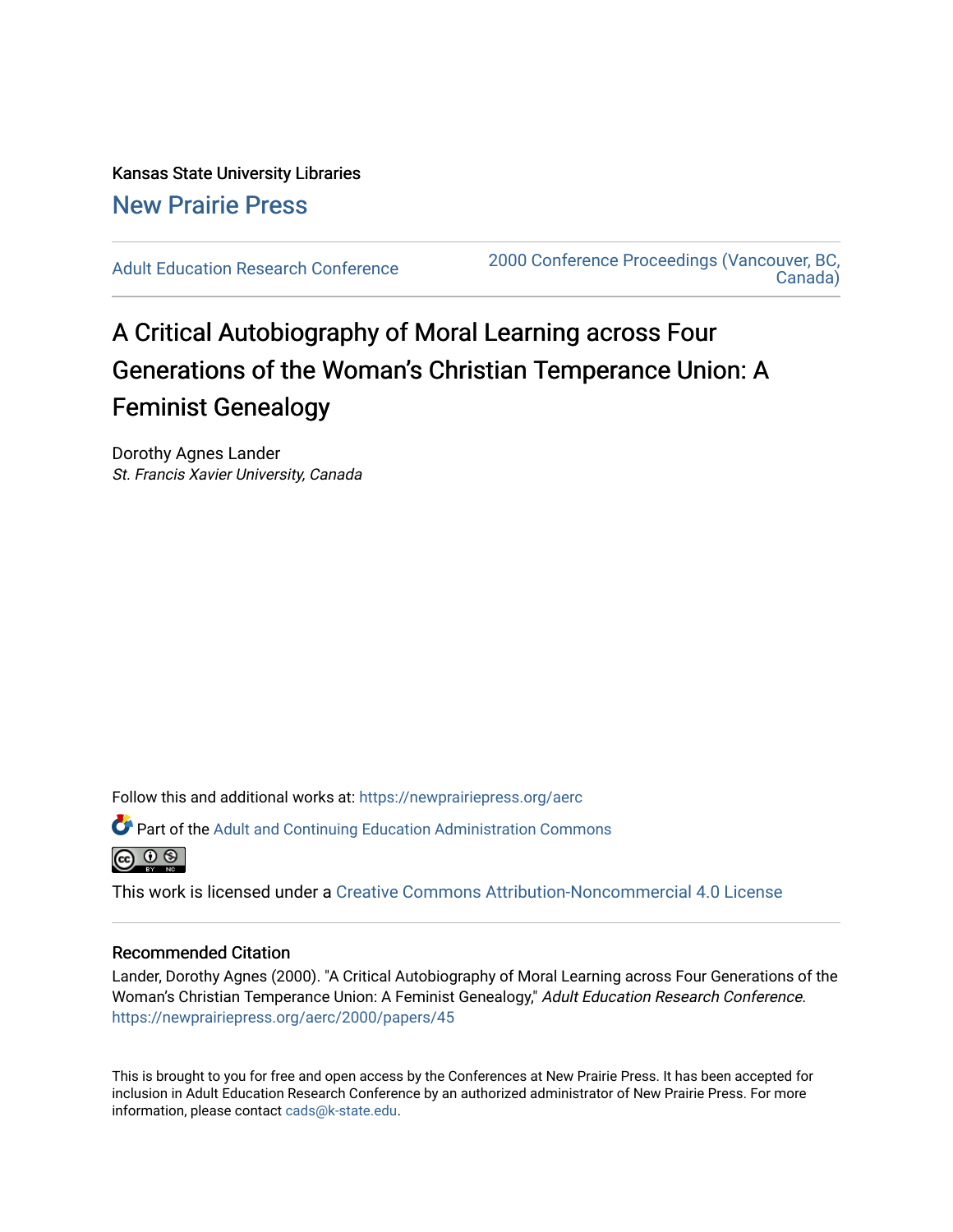Kansas State University Libraries

New Prairie Press

Adult Education Research Conference

2000 Conference Proceedings (Vancouver, BC, Canada)

# A Critical Autobiography of Moral Learning across Four Generations of the Woman's Christian Temperance Union: A Feminist Genealogy

Dorothy Agnes Lander

*St. Francis Xavier University, Canada*

Follow this and additional works at: https://newprairiepress.org/aerc

Part of the Adult and Continuing Education Administration Commons

This work is licensed under a Creative Commons Attribution-Noncommercial 4.0 License

## Recommended Citation

Lander, Dorothy Agnes (2000). "A Critical Autobiography of Moral Learning across Four Generations of the Woman's Christian Temperance Union: A Feminist Genealogy," *Adult Education Research Conference.* https://newprairiepress.org/aerc/2000/papers/45

This is brought to you for free and open access by the Conferences at New Prairie Press. It has been accepted for inclusion in Adult Education Research Conference by an authorized administrator of New Prairie Press. For more information, please contact cads@k-state.edu.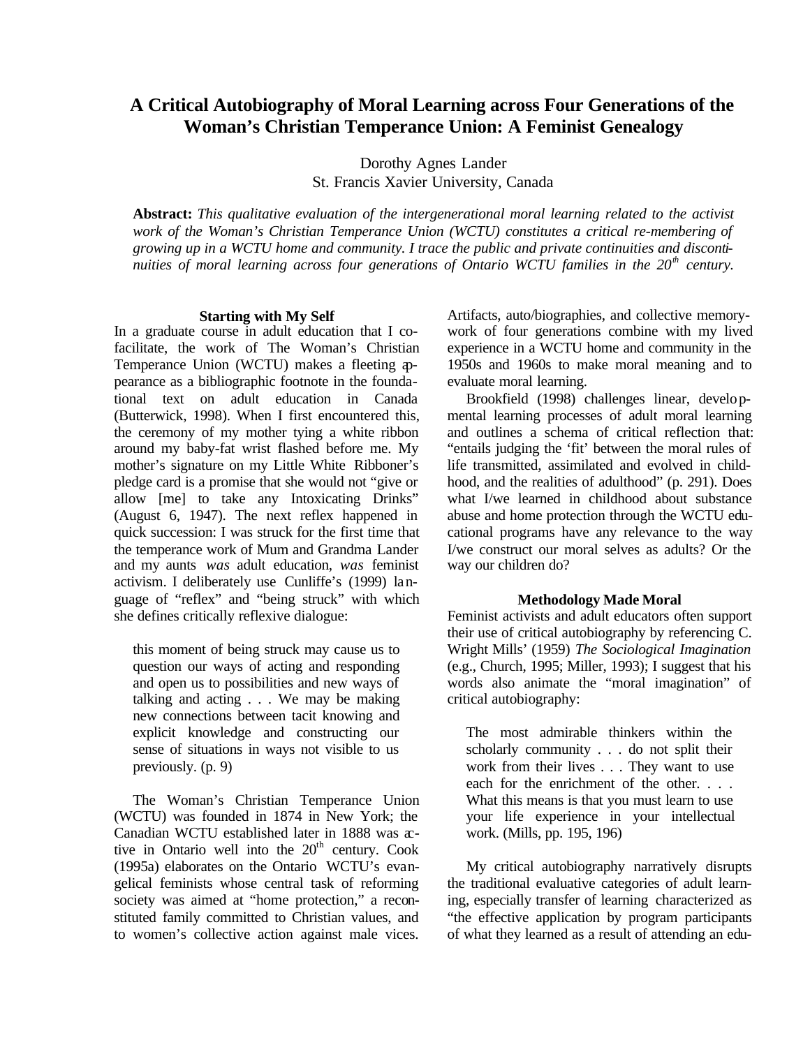# A Critical Autobiography of Moral Learning across Four Generations of the Woman's Christian Temperance Union: A Feminist Genealogy

Dorothy Agnes Lander
St. Francis Xavier University, Canada

**Abstract:** *This qualitative evaluation of the intergenerational moral learning related to the activist work of the Woman's Christian Temperance Union (WCTU) constitutes a critical re-membering of growing up in a WCTU home and community. I trace the public and private continuities and discontinuities of moral learning across four generations of Ontario WCTU families in the 20th century.*

### Starting with My Self

In a graduate course in adult education that I co-facilitate, the work of The Woman's Christian Temperance Union (WCTU) makes a fleeting appearance as a bibliographic footnote in the foundational text on adult education in Canada (Butterwick, 1998). When I first encountered this, the ceremony of my mother tying a white ribbon around my baby-fat wrist flashed before me. My mother's signature on my Little White Ribboner's pledge card is a promise that she would not "give or allow [me] to take any Intoxicating Drinks" (August 6, 1947). The next reflex happened in quick succession: I was struck for the first time that the temperance work of Mum and Grandma Lander and my aunts *was* adult education, *was* feminist activism. I deliberately use Cunliffe's (1999) language of "reflex" and "being struck" with which she defines critically reflexive dialogue:

> this moment of being struck may cause us to question our ways of acting and responding and open us to possibilities and new ways of talking and acting . . . We may be making new connections between tacit knowing and explicit knowledge and constructing our sense of situations in ways not visible to us previously. (p. 9)

The Woman's Christian Temperance Union (WCTU) was founded in 1874 in New York; the Canadian WCTU established later in 1888 was active in Ontario well into the 20th century. Cook (1995a) elaborates on the Ontario WCTU's evangelical feminists whose central task of reforming society was aimed at "home protection," a reconstituted family committed to Christian values, and to women's collective action against male vices. Artifacts, auto/biographies, and collective memory-work of four generations combine with my lived experience in a WCTU home and community in the 1950s and 1960s to make moral meaning and to evaluate moral learning.

Brookfield (1998) challenges linear, developmental learning processes of adult moral learning and outlines a schema of critical reflection that: "entails judging the 'fit' between the moral rules of life transmitted, assimilated and evolved in childhood, and the realities of adulthood" (p. 291). Does what I/we learned in childhood about substance abuse and home protection through the WCTU educational programs have any relevance to the way I/we construct our moral selves as adults? Or the way our children do?

### Methodology Made Moral

Feminist activists and adult educators often support their use of critical autobiography by referencing C. Wright Mills' (1959) *The Sociological Imagination* (e.g., Church, 1995; Miller, 1993); I suggest that his words also animate the "moral imagination" of critical autobiography:

> The most admirable thinkers within the scholarly community . . . do not split their work from their lives . . . They want to use each for the enrichment of the other. . . . What this means is that you must learn to use your life experience in your intellectual work. (Mills, pp. 195, 196)

My critical autobiography narratively disrupts the traditional evaluative categories of adult learning, especially transfer of learning characterized as "the effective application by program participants of what they learned as a result of attending an edu-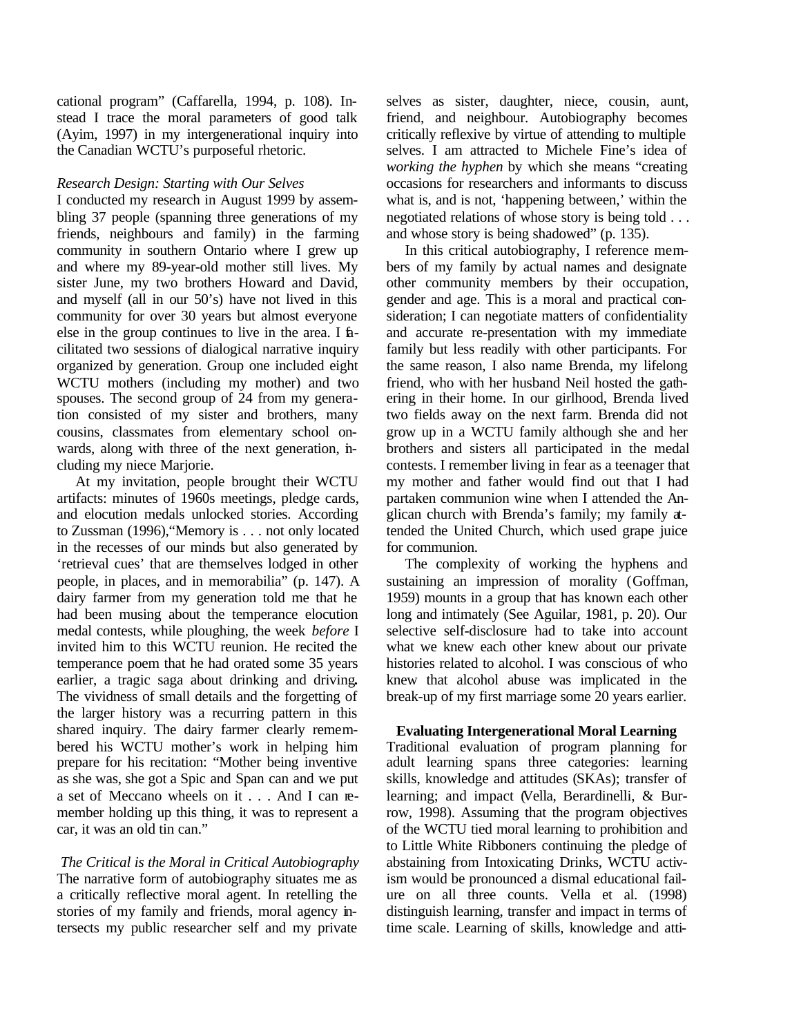cational program" (Caffarella, 1994, p. 108). Instead I trace the moral parameters of good talk (Ayim, 1997) in my intergenerational inquiry into the Canadian WCTU's purposeful rhetoric.

### *Research Design: Starting with Our Selves*

I conducted my research in August 1999 by assembling 37 people (spanning three generations of my friends, neighbours and family) in the farming community in southern Ontario where I grew up and where my 89-year-old mother still lives. My sister June, my two brothers Howard and David, and myself (all in our 50's) have not lived in this community for over 30 years but almost everyone else in the group continues to live in the area. I facilitated two sessions of dialogical narrative inquiry organized by generation. Group one included eight WCTU mothers (including my mother) and two spouses. The second group of 24 from my generation consisted of my sister and brothers, many cousins, classmates from elementary school onwards, along with three of the next generation, including my niece Marjorie.

At my invitation, people brought their WCTU artifacts: minutes of 1960s meetings, pledge cards, and elocution medals unlocked stories. According to Zussman (1996),"Memory is . . . not only located in the recesses of our minds but also generated by 'retrieval cues' that are themselves lodged in other people, in places, and in memorabilia" (p. 147). A dairy farmer from my generation told me that he had been musing about the temperance elocution medal contests, while ploughing, the week *before* I invited him to this WCTU reunion. He recited the temperance poem that he had orated some 35 years earlier, a tragic saga about drinking and driving. The vividness of small details and the forgetting of the larger history was a recurring pattern in this shared inquiry. The dairy farmer clearly remembered his WCTU mother's work in helping him prepare for his recitation: "Mother being inventive as she was, she got a Spic and Span can and we put a set of Meccano wheels on it . . . And I can remember holding up this thing, it was to represent a car, it was an old tin can."

### *The Critical is the Moral in Critical Autobiography*

The narrative form of autobiography situates me as a critically reflective moral agent. In retelling the stories of my family and friends, moral agency intersects my public researcher self and my private selves as sister, daughter, niece, cousin, aunt, friend, and neighbour. Autobiography becomes critically reflexive by virtue of attending to multiple selves. I am attracted to Michele Fine's idea of *working the hyphen* by which she means "creating occasions for researchers and informants to discuss what is, and is not, 'happening between,' within the negotiated relations of whose story is being told . . . and whose story is being shadowed" (p. 135).

In this critical autobiography, I reference members of my family by actual names and designate other community members by their occupation, gender and age. This is a moral and practical consideration; I can negotiate matters of confidentiality and accurate re-presentation with my immediate family but less readily with other participants. For the same reason, I also name Brenda, my lifelong friend, who with her husband Neil hosted the gathering in their home. In our girlhood, Brenda lived two fields away on the next farm. Brenda did not grow up in a WCTU family although she and her brothers and sisters all participated in the medal contests. I remember living in fear as a teenager that my mother and father would find out that I had partaken communion wine when I attended the Anglican church with Brenda's family; my family attended the United Church, which used grape juice for communion.

The complexity of working the hyphens and sustaining an impression of morality (Goffman, 1959) mounts in a group that has known each other long and intimately (See Aguilar, 1981, p. 20). Our selective self-disclosure had to take into account what we knew each other knew about our private histories related to alcohol. I was conscious of who knew that alcohol abuse was implicated in the break-up of my first marriage some 20 years earlier.

## **Evaluating Intergenerational Moral Learning**

Traditional evaluation of program planning for adult learning spans three categories: learning skills, knowledge and attitudes (SKAs); transfer of learning; and impact (Vella, Berardinelli, & Burrow, 1998). Assuming that the program objectives of the WCTU tied moral learning to prohibition and to Little White Ribboners continuing the pledge of abstaining from Intoxicating Drinks, WCTU activism would be pronounced a dismal educational failure on all three counts. Vella et al. (1998) distinguish learning, transfer and impact in terms of time scale. Learning of skills, knowledge and atti-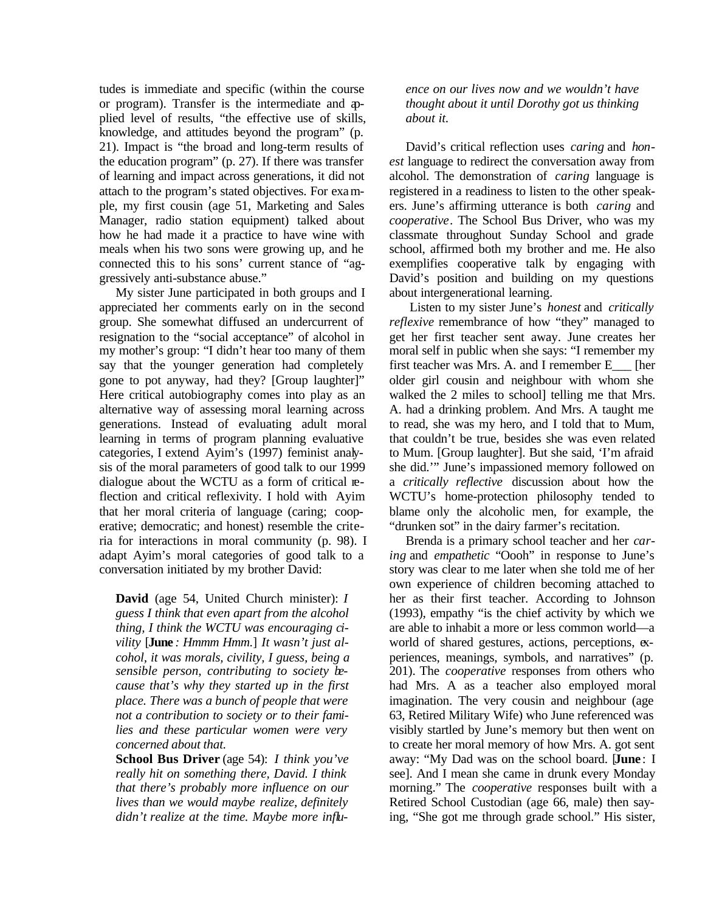tudes is immediate and specific (within the course or program). Transfer is the intermediate and applied level of results, "the effective use of skills, knowledge, and attitudes beyond the program" (p. 21). Impact is "the broad and long-term results of the education program" (p. 27). If there was transfer of learning and impact across generations, it did not attach to the program's stated objectives. For example, my first cousin (age 51, Marketing and Sales Manager, radio station equipment) talked about how he had made it a practice to have wine with meals when his two sons were growing up, and he connected this to his sons' current stance of "aggressively anti-substance abuse."

My sister June participated in both groups and I appreciated her comments early on in the second group. She somewhat diffused an undercurrent of resignation to the "social acceptance" of alcohol in my mother's group: "I didn't hear too many of them say that the younger generation had completely gone to pot anyway, had they? [Group laughter]" Here critical autobiography comes into play as an alternative way of assessing moral learning across generations. Instead of evaluating adult moral learning in terms of program planning evaluative categories, I extend Ayim's (1997) feminist analysis of the moral parameters of good talk to our 1999 dialogue about the WCTU as a form of critical reflection and critical reflexivity. I hold with Ayim that her moral criteria of language (caring; cooperative; democratic; and honest) resemble the criteria for interactions in moral community (p. 98). I adapt Ayim's moral categories of good talk to a conversation initiated by my brother David:

> **David** (age 54, United Church minister): *I guess I think that even apart from the alcohol thing, I think the WCTU was encouraging civility* [**June**: *Hmmm Hmm.*] *It wasn't just alcohol, it was morals, civility, I guess, being a sensible person, contributing to society because that's why they started up in the first place. There was a bunch of people that were not a contribution to society or to their families and these particular women were very concerned about that.*
>
> **School Bus Driver** (age 54): *I think you've really hit on something there, David. I think that there's probably more influence on our lives than we would maybe realize, definitely didn't realize at the time. Maybe more influence on our lives now and we wouldn't have thought about it until Dorothy got us thinking about it.*

David's critical reflection uses *caring* and *honest* language to redirect the conversation away from alcohol. The demonstration of *caring* language is registered in a readiness to listen to the other speakers. June's affirming utterance is both *caring* and *cooperative*. The School Bus Driver, who was my classmate throughout Sunday School and grade school, affirmed both my brother and me. He also exemplifies cooperative talk by engaging with David's position and building on my questions about intergenerational learning.

Listen to my sister June's *honest* and *critically reflexive* remembrance of how "they" managed to get her first teacher sent away. June creates her moral self in public when she says: "I remember my first teacher was Mrs. A. and I remember E___ [her older girl cousin and neighbour with whom she walked the 2 miles to school] telling me that Mrs. A. had a drinking problem. And Mrs. A taught me to read, she was my hero, and I told that to Mum, that couldn't be true, besides she was even related to Mum. [Group laughter]. But she said, 'I'm afraid she did.'" June's impassioned memory followed on a *critically reflective* discussion about how the WCTU's home-protection philosophy tended to blame only the alcoholic men, for example, the "drunken sot" in the dairy farmer's recitation.

Brenda is a primary school teacher and her *caring* and *empathetic* "Oooh" in response to June's story was clear to me later when she told me of her own experience of children becoming attached to her as their first teacher. According to Johnson (1993), empathy "is the chief activity by which we are able to inhabit a more or less common world—a world of shared gestures, actions, perceptions, experiences, meanings, symbols, and narratives" (p. 201). The *cooperative* responses from others who had Mrs. A as a teacher also employed moral imagination. The very cousin and neighbour (age 63, Retired Military Wife) who June referenced was visibly startled by June's memory but then went on to create her moral memory of how Mrs. A. got sent away: "My Dad was on the school board. [**June**: I see]. And I mean she came in drunk every Monday morning." The *cooperative* responses built with a Retired School Custodian (age 66, male) then saying, "She got me through grade school." His sister,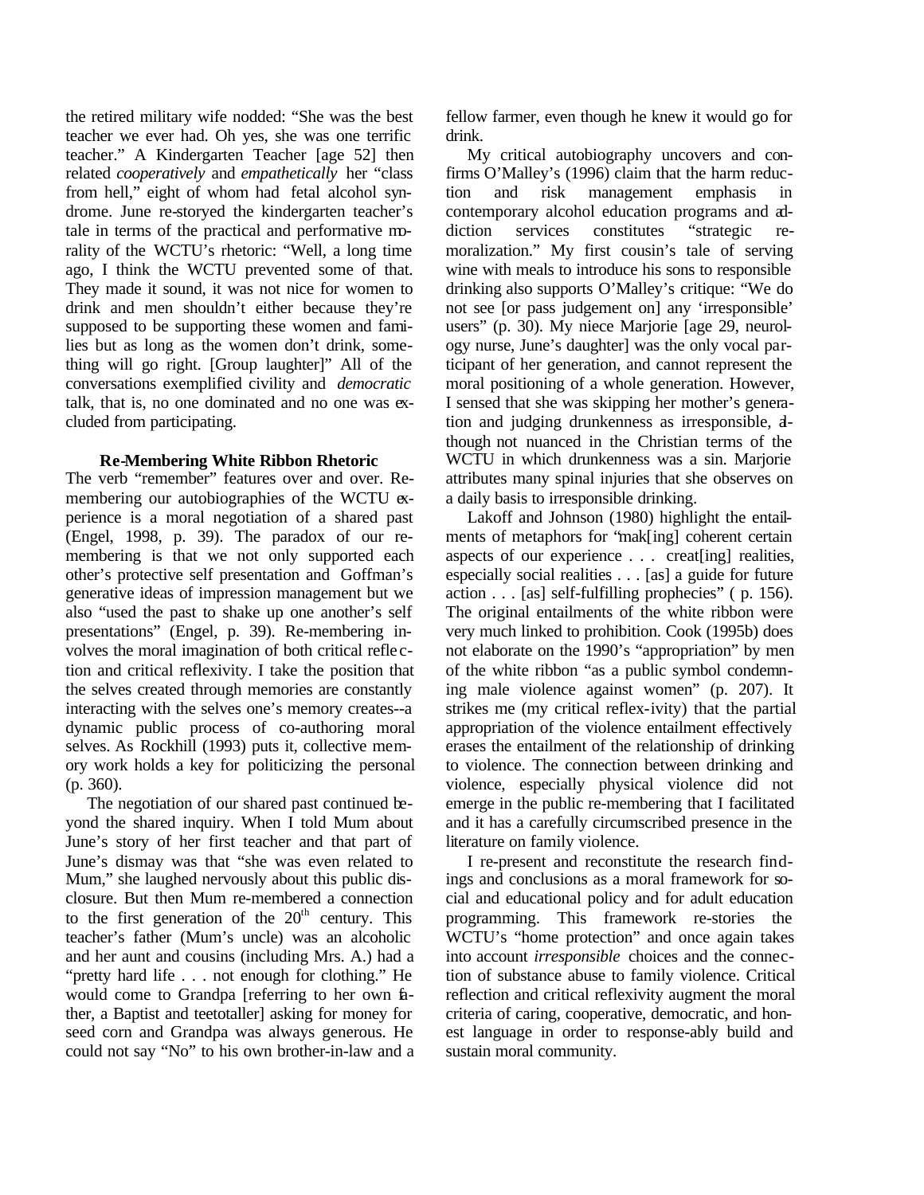the retired military wife nodded: "She was the best teacher we ever had. Oh yes, she was one terrific teacher." A Kindergarten Teacher [age 52] then related *cooperatively* and *empathetically* her "class from hell," eight of whom had fetal alcohol syndrome. June re-storyed the kindergarten teacher's tale in terms of the practical and performative morality of the WCTU's rhetoric: "Well, a long time ago, I think the WCTU prevented some of that. They made it sound, it was not nice for women to drink and men shouldn't either because they're supposed to be supporting these women and families but as long as the women don't drink, something will go right. [Group laughter]" All of the conversations exemplified civility and *democratic* talk, that is, no one dominated and no one was excluded from participating.

### Re-Membering White Ribbon Rhetoric

The verb "remember" features over and over. Re-membering our autobiographies of the WCTU experience is a moral negotiation of a shared past (Engel, 1998, p. 39). The paradox of our re-membering is that we not only supported each other's protective self presentation and Goffman's generative ideas of impression management but we also "used the past to shake up one another's self presentations" (Engel, p. 39). Re-membering involves the moral imagination of both critical reflection and critical reflexivity. I take the position that the selves created through memories are constantly interacting with the selves one's memory creates--a dynamic public process of co-authoring moral selves. As Rockhill (1993) puts it, collective memory work holds a key for politicizing the personal (p. 360).

The negotiation of our shared past continued beyond the shared inquiry. When I told Mum about June's story of her first teacher and that part of June's dismay was that "she was even related to Mum," she laughed nervously about this public disclosure. But then Mum re-membered a connection to the first generation of the 20th century. This teacher's father (Mum's uncle) was an alcoholic and her aunt and cousins (including Mrs. A.) had a "pretty hard life . . . not enough for clothing." He would come to Grandpa [referring to her own father, a Baptist and teetotaller] asking for money for seed corn and Grandpa was always generous. He could not say "No" to his own brother-in-law and a fellow farmer, even though he knew it would go for drink.

My critical autobiography uncovers and confirms O'Malley's (1996) claim that the harm reduction and risk management emphasis in contemporary alcohol education programs and addiction services constitutes "strategic remoralization." My first cousin's tale of serving wine with meals to introduce his sons to responsible drinking also supports O'Malley's critique: "We do not see [or pass judgement on] any 'irresponsible' users" (p. 30). My niece Marjorie [age 29, neurology nurse, June's daughter] was the only vocal participant of her generation, and cannot represent the moral positioning of a whole generation. However, I sensed that she was skipping her mother's generation and judging drunkenness as irresponsible, although not nuanced in the Christian terms of the WCTU in which drunkenness was a sin. Marjorie attributes many spinal injuries that she observes on a daily basis to irresponsible drinking.

Lakoff and Johnson (1980) highlight the entailments of metaphors for "mak[ing] coherent certain aspects of our experience . . . creat[ing] realities, especially social realities . . . [as] a guide for future action . . . [as] self-fulfilling prophecies" ( p. 156). The original entailments of the white ribbon were very much linked to prohibition. Cook (1995b) does not elaborate on the 1990's "appropriation" by men of the white ribbon "as a public symbol condemning male violence against women" (p. 207). It strikes me (my critical reflex-ivity) that the partial appropriation of the violence entailment effectively erases the entailment of the relationship of drinking to violence. The connection between drinking and violence, especially physical violence did not emerge in the public re-membering that I facilitated and it has a carefully circumscribed presence in the literature on family violence.

I re-present and reconstitute the research findings and conclusions as a moral framework for social and educational policy and for adult education programming. This framework re-stories the WCTU's "home protection" and once again takes into account *irresponsible* choices and the connection of substance abuse to family violence. Critical reflection and critical reflexivity augment the moral criteria of caring, cooperative, democratic, and honest language in order to response-ably build and sustain moral community.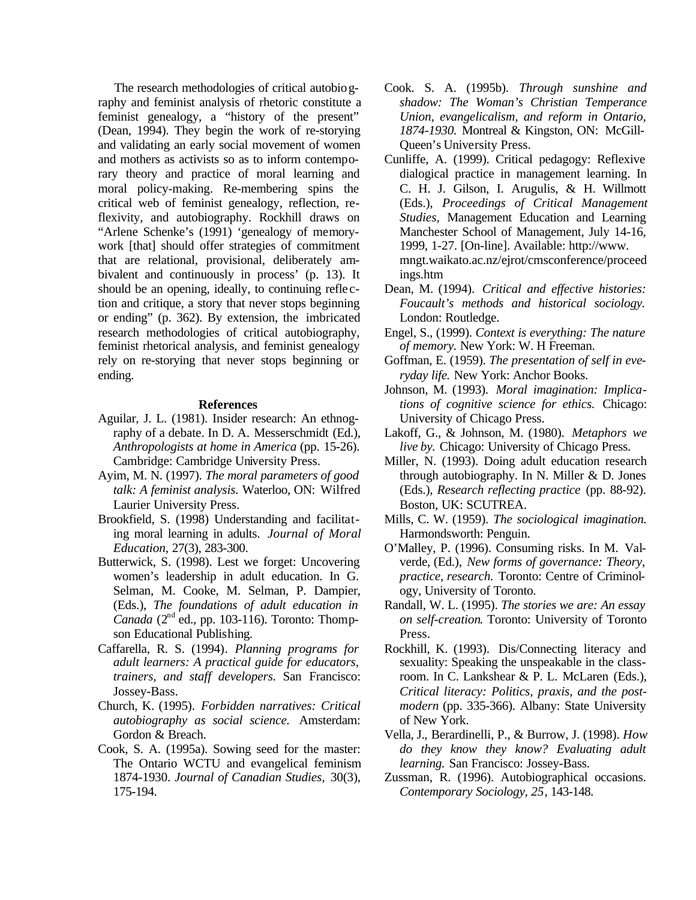The research methodologies of critical autobiography and feminist analysis of rhetoric constitute a feminist genealogy, a "history of the present" (Dean, 1994). They begin the work of re-storying and validating an early social movement of women and mothers as activists so as to inform contemporary theory and practice of moral learning and moral policy-making. Re-membering spins the critical web of feminist genealogy, reflection, reflexivity, and autobiography. Rockhill draws on "Arlene Schenke's (1991) 'genealogy of memory-work [that] should offer strategies of commitment that are relational, provisional, deliberately ambivalent and continuously in process' (p. 13). It should be an opening, ideally, to continuing reflection and critique, a story that never stops beginning or ending" (p. 362). By extension, the imbricated research methodologies of critical autobiography, feminist rhetorical analysis, and feminist genealogy rely on re-storying that never stops beginning or ending.

## References

Aguilar, J. L. (1981). Insider research: An ethnography of a debate. In D. A. Messerschmidt (Ed.), *Anthropologists at home in America* (pp. 15-26). Cambridge: Cambridge University Press.

Ayim, M. N. (1997). *The moral parameters of good talk: A feminist analysis.* Waterloo, ON: Wilfred Laurier University Press.

Brookfield, S. (1998) Understanding and facilitating moral learning in adults. *Journal of Moral Education*, 27(3), 283-300.

Butterwick, S. (1998). Lest we forget: Uncovering women's leadership in adult education. In G. Selman, M. Cooke, M. Selman, P. Dampier, (Eds.), *The foundations of adult education in Canada* (2nd ed., pp. 103-116). Toronto: Thompson Educational Publishing.

Caffarella, R. S. (1994). *Planning programs for adult learners: A practical guide for educators, trainers, and staff developers.* San Francisco: Jossey-Bass.

Church, K. (1995). *Forbidden narratives: Critical autobiography as social science.* Amsterdam: Gordon & Breach.

Cook, S. A. (1995a). Sowing seed for the master: The Ontario WCTU and evangelical feminism 1874-1930. *Journal of Canadian Studies*, 30(3), 175-194.

Cook. S. A. (1995b). *Through sunshine and shadow: The Woman's Christian Temperance Union, evangelicalism, and reform in Ontario, 1874-1930.* Montreal & Kingston, ON: McGill-Queen's University Press.

Cunliffe, A. (1999). Critical pedagogy: Reflexive dialogical practice in management learning. In C. H. J. Gilson, I. Arugulis, & H. Willmott (Eds.), *Proceedings of Critical Management Studies*, Management Education and Learning Manchester School of Management, July 14-16, 1999, 1-27. [On-line]. Available: http://www.mngt.waikato.ac.nz/ejrot/cmsconference/proceedings.htm

Dean, M. (1994). *Critical and effective histories: Foucault's methods and historical sociology.* London: Routledge.

Engel, S., (1999). *Context is everything: The nature of memory.* New York: W. H Freeman.

Goffman, E. (1959). *The presentation of self in everyday life.* New York: Anchor Books.

Johnson, M. (1993). *Moral imagination: Implications of cognitive science for ethics.* Chicago: University of Chicago Press.

Lakoff, G., & Johnson, M. (1980). *Metaphors we live by.* Chicago: University of Chicago Press.

Miller, N. (1993). Doing adult education research through autobiography. In N. Miller & D. Jones (Eds.), *Research reflecting practice* (pp. 88-92). Boston, UK: SCUTREA.

Mills, C. W. (1959). *The sociological imagination.* Harmondsworth: Penguin.

O'Malley, P. (1996). Consuming risks. In M. Valverde, (Ed.), *New forms of governance: Theory, practice, research.* Toronto: Centre of Criminology, University of Toronto.

Randall, W. L. (1995). *The stories we are: An essay on self-creation.* Toronto: University of Toronto Press.

Rockhill, K. (1993). Dis/Connecting literacy and sexuality: Speaking the unspeakable in the classroom. In C. Lankshear & P. L. McLaren (Eds.), *Critical literacy: Politics, praxis, and the postmodern* (pp. 335-366). Albany: State University of New York.

Vella, J., Berardinelli, P., & Burrow, J. (1998). *How do they know they know? Evaluating adult learning.* San Francisco: Jossey-Bass.

Zussman, R. (1996). Autobiographical occasions. *Contemporary Sociology, 25*, 143-148.